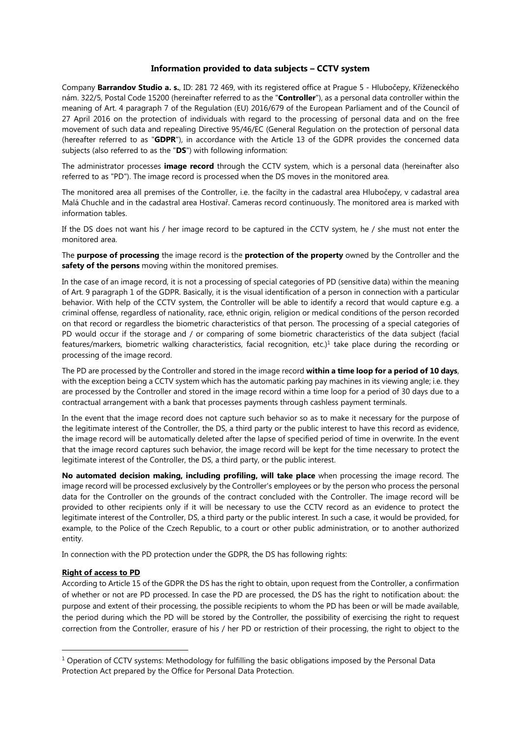# Information provided to data subjects – CCTV system

Company **Barrandov Studio a. s.**, ID: 281 72 469, with its registered office at Prague 5 - Hlubočepy, Kříženeckého nám. 322/5, Postal Code 15200 (hereinafter referred to as the "**Controller**"), as a personal data controller within the meaning of Art. 4 paragraph 7 of the Regulation (EU) 2016/679 of the European Parliament and of the Council of 27 April 2016 on the protection of individuals with regard to the processing of personal data and on the free movement of such data and repealing Directive 95/46/EC (General Regulation on the protection of personal data (hereafter referred to as "**GDPR**"), in accordance with the Article 13 of the GDPR provides the concerned data subjects (also referred to as the "**DS**") with following information:

The administrator processes **image record** through the CCTV system, which is a personal data (hereinafter also referred to as "PD"). The image record is processed when the DS moves in the monitored area.

The monitored area all premises of the Controller, i.e. the facilty in the cadastral area Hlubočepy, v cadastral area Malá Chuchle and in the cadastral area Hostivař. Cameras record continuously. The monitored area is marked with information tables.

If the DS does not want his / her image record to be captured in the CCTV system, he / she must not enter the monitored area.

The **purpose of processing** the image record is the **protection of the property** owned by the Controller and the **safety of the persons** moving within the monitored premises.

In the case of an image record, it is not a processing of special categories of PD (sensitive data) within the meaning of Art. 9 paragraph 1 of the GDPR. Basically, it is the visual identification of a person in connection with a particular behavior. With help of the CCTV system, the Controller will be able to identify a record that would capture e.g. a criminal offense, regardless of nationality, race, ethnic origin, religion or medical conditions of the person recorded on that record or regardless the biometric characteristics of that person. The processing of a special categories of PD would occur if the storage and / or comparing of some biometric characteristics of the data subject (facial features/markers, biometric walking characteristics, facial recognition, etc.)[1] take place during the recording or processing of the image record.

The PD are processed by the Controller and stored in the image record **within a time loop for a period of 10 days**, with the exception being a CCTV system which has the automatic parking pay machines in its viewing angle; i.e. they are processed by the Controller and stored in the image record within a time loop for a period of 30 days due to a contractual arrangement with a bank that processes payments through cashless payment terminals.

In the event that the image record does not capture such behavior so as to make it necessary for the purpose of the legitimate interest of the Controller, the DS, a third party or the public interest to have this record as evidence, the image record will be automatically deleted after the lapse of specified period of time in overwrite. In the event that the image record captures such behavior, the image record will be kept for the time necessary to protect the legitimate interest of the Controller, the DS, a third party, or the public interest.

**No automated decision making, including profiling, will take place** when processing the image record. The image record will be processed exclusively by the Controller's employees or by the person who process the personal data for the Controller on the grounds of the contract concluded with the Controller. The image record will be provided to other recipients only if it will be necessary to use the CCTV record as an evidence to protect the legitimate interest of the Controller, DS, a third party or the public interest. In such a case, it would be provided, for example, to the Police of the Czech Republic, to a court or other public administration, or to another authorized entity.

In connection with the PD protection under the GDPR, the DS has following rights:

**Right of access to PD**

According to Article 15 of the GDPR the DS has the right to obtain, upon request from the Controller, a confirmation of whether or not are PD processed. In case the PD are processed, the DS has the right to notification about: the purpose and extent of their processing, the possible recipients to whom the PD has been or will be made available, the period during which the PD will be stored by the Controller, the possibility of exercising the right to request correction from the Controller, erasure of his / her PD or restriction of their processing, the right to object to the

---

[1] Operation of CCTV systems: Methodology for fulfilling the basic obligations imposed by the Personal Data Protection Act prepared by the Office for Personal Data Protection.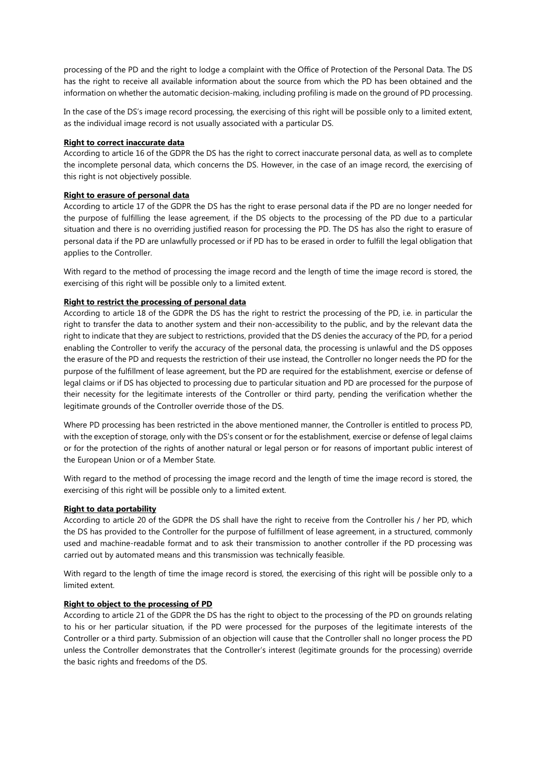processing of the PD and the right to lodge a complaint with the Office of Protection of the Personal Data. The DS has the right to receive all available information about the source from which the PD has been obtained and the information on whether the automatic decision-making, including profiling is made on the ground of PD processing.

In the case of the DS's image record processing, the exercising of this right will be possible only to a limited extent, as the individual image record is not usually associated with a particular DS.

**Right to correct inaccurate data**

According to article 16 of the GDPR the DS has the right to correct inaccurate personal data, as well as to complete the incomplete personal data, which concerns the DS. However, in the case of an image record, the exercising of this right is not objectively possible.

**Right to erasure of personal data**

According to article 17 of the GDPR the DS has the right to erase personal data if the PD are no longer needed for the purpose of fulfilling the lease agreement, if the DS objects to the processing of the PD due to a particular situation and there is no overriding justified reason for processing the PD. The DS has also the right to erasure of personal data if the PD are unlawfully processed or if PD has to be erased in order to fulfill the legal obligation that applies to the Controller.

With regard to the method of processing the image record and the length of time the image record is stored, the exercising of this right will be possible only to a limited extent.

**Right to restrict the processing of personal data**

According to article 18 of the GDPR the DS has the right to restrict the processing of the PD, i.e. in particular the right to transfer the data to another system and their non-accessibility to the public, and by the relevant data the right to indicate that they are subject to restrictions, provided that the DS denies the accuracy of the PD, for a period enabling the Controller to verify the accuracy of the personal data, the processing is unlawful and the DS opposes the erasure of the PD and requests the restriction of their use instead, the Controller no longer needs the PD for the purpose of the fulfillment of lease agreement, but the PD are required for the establishment, exercise or defense of legal claims or if DS has objected to processing due to particular situation and PD are processed for the purpose of their necessity for the legitimate interests of the Controller or third party, pending the verification whether the legitimate grounds of the Controller override those of the DS.

Where PD processing has been restricted in the above mentioned manner, the Controller is entitled to process PD, with the exception of storage, only with the DS's consent or for the establishment, exercise or defense of legal claims or for the protection of the rights of another natural or legal person or for reasons of important public interest of the European Union or of a Member State.

With regard to the method of processing the image record and the length of time the image record is stored, the exercising of this right will be possible only to a limited extent.

**Right to data portability**

According to article 20 of the GDPR the DS shall have the right to receive from the Controller his / her PD, which the DS has provided to the Controller for the purpose of fulfillment of lease agreement, in a structured, commonly used and machine-readable format and to ask their transmission to another controller if the PD processing was carried out by automated means and this transmission was technically feasible.

With regard to the length of time the image record is stored, the exercising of this right will be possible only to a limited extent.

**Right to object to the processing of PD**

According to article 21 of the GDPR the DS has the right to object to the processing of the PD on grounds relating to his or her particular situation, if the PD were processed for the purposes of the legitimate interests of the Controller or a third party. Submission of an objection will cause that the Controller shall no longer process the PD unless the Controller demonstrates that the Controller's interest (legitimate grounds for the processing) override the basic rights and freedoms of the DS.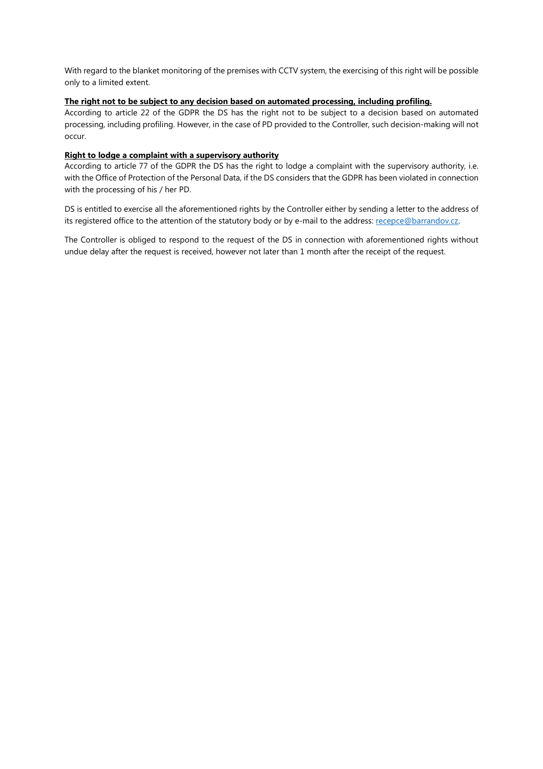With regard to the blanket monitoring of the premises with CCTV system, the exercising of this right will be possible only to a limited extent.

**The right not to be subject to any decision based on automated processing, including profiling.**

According to article 22 of the GDPR the DS has the right not to be subject to a decision based on automated processing, including profiling. However, in the case of PD provided to the Controller, such decision-making will not occur.

**Right to lodge a complaint with a supervisory authority**

According to article 77 of the GDPR the DS has the right to lodge a complaint with the supervisory authority, i.e. with the Office of Protection of the Personal Data, if the DS considers that the GDPR has been violated in connection with the processing of his / her PD.

DS is entitled to exercise all the aforementioned rights by the Controller either by sending a letter to the address of its registered office to the attention of the statutory body or by e-mail to the address: recepce@barrandov.cz.

The Controller is obliged to respond to the request of the DS in connection with aforementioned rights without undue delay after the request is received, however not later than 1 month after the receipt of the request.